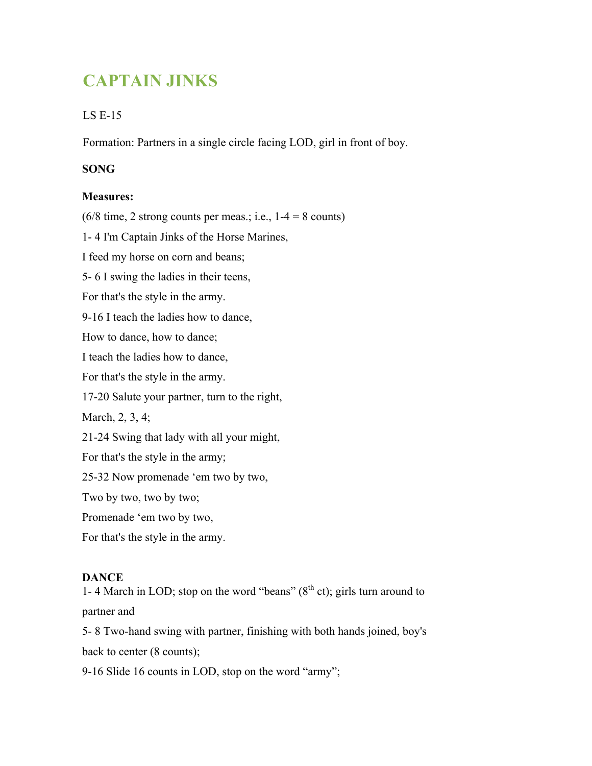# CAPTAIN JINKS

LS E-15

Formation: Partners in a single circle facing LOD, girl in front of boy.

**SONG**

**Measures:**

(6/8 time, 2 strong counts per meas.; i.e., 1-4 = 8 counts)

1- 4 I'm Captain Jinks of the Horse Marines,

I feed my horse on corn and beans;

5- 6 I swing the ladies in their teens,

For that's the style in the army.

9-16 I teach the ladies how to dance,

How to dance, how to dance;

I teach the ladies how to dance,

For that's the style in the army.

17-20 Salute your partner, turn to the right,

March, 2, 3, 4;

21-24 Swing that lady with all your might,

For that's the style in the army;

25-32 Now promenade 'em two by two,

Two by two, two by two;

Promenade 'em two by two,

For that's the style in the army.

**DANCE**

1- 4 March in LOD; stop on the word "beans" (8th ct); girls turn around to partner and

5- 8 Two-hand swing with partner, finishing with both hands joined, boy's back to center (8 counts);

9-16 Slide 16 counts in LOD, stop on the word "army";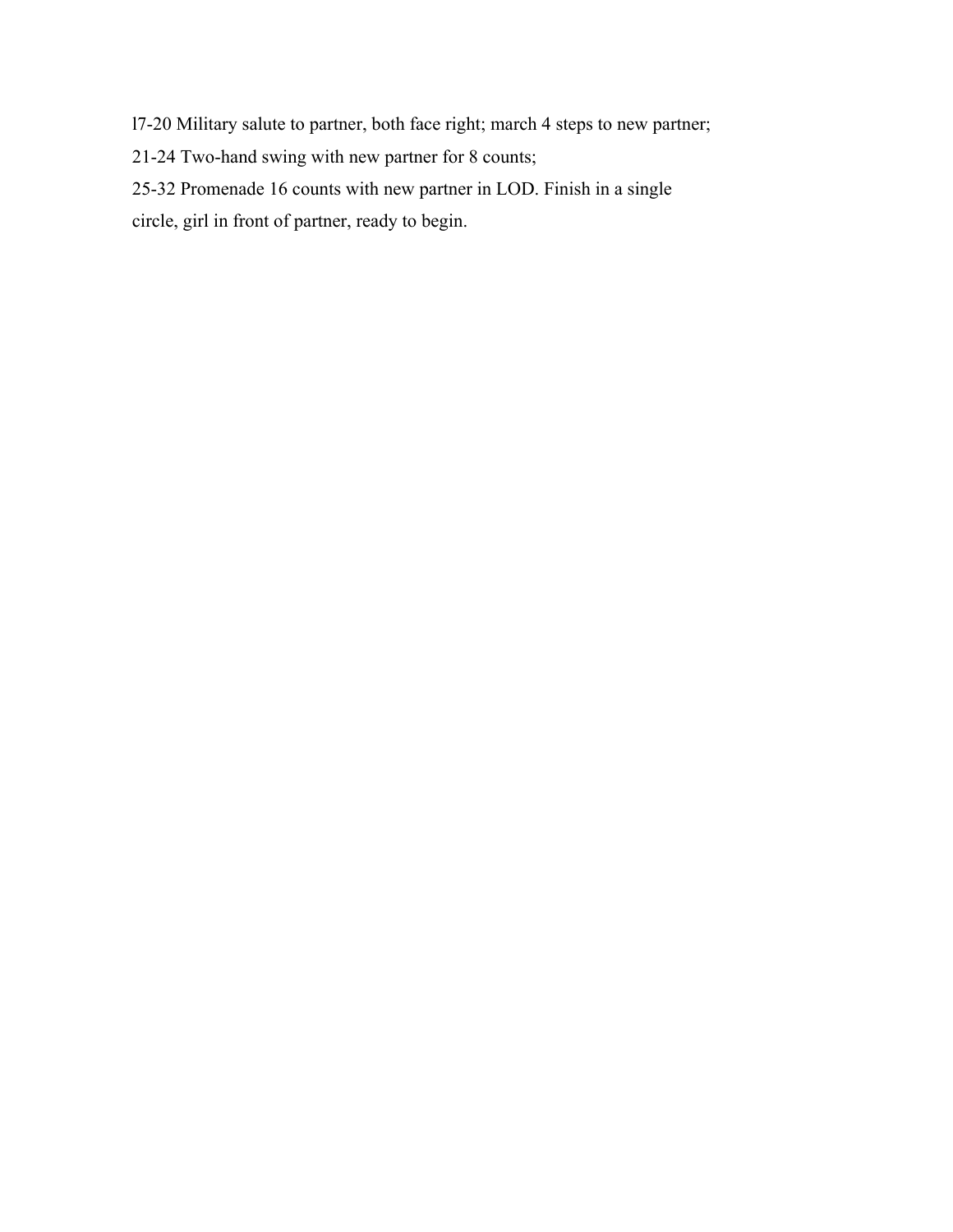l7-20 Military salute to partner, both face right; march 4 steps to new partner;

21-24 Two-hand swing with new partner for 8 counts;

25-32 Promenade 16 counts with new partner in LOD. Finish in a single circle, girl in front of partner, ready to begin.